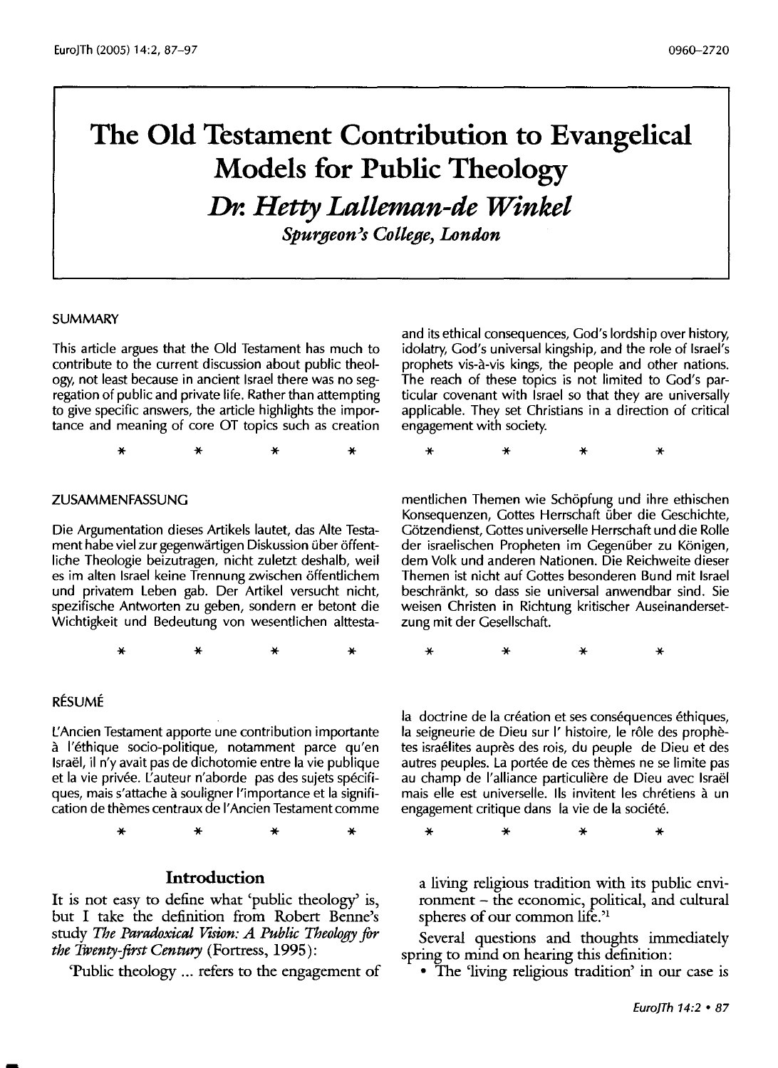# The Old Testament Contribution to Evangelical Models for Public Theology

## *Dr. Hetty Lalleman-de Winkel*

*Spurgeon's College, London*

### SUMMARY

This article argues that the Old Testament has much to contribute to the current discussion about public theology, not least because in ancient Israel there was no segregation of public and private life. Rather than attempting to give specific answers, the article highlights the importance and meaning of core OT topics such as creation and its ethical consequences, God's lordship over history, idolatry, God's universal kingship, and the role of Israel's prophets vis-à-vis kings, the people and other nations. The reach of these topics is not limited to God's particular covenant with Israel so that they are universally applicable. They set Christians in a direction of critical engagement with society.

\* \* \* \* \* \* \* \*

### ZUSAMMENFASSUNG

Die Argumentation dieses Artikels lautet, das Alte Testament habe viel zur gegenwärtigen Diskussion über öffentliche Theologie beizutragen, nicht zuletzt deshalb, weil es im alten Israel keine Trennung zwischen öffentlichem und privatem Leben gab. Der Artikel versucht nicht, spezifische Antworten zu geben, sondern er betont die Wichtigkeit und Bedeutung von wesentlichen alttestamentlichen Themen wie Schöpfung und ihre ethischen Konsequenzen, Gottes Herrschaft über die Geschichte, Götzendienst, Gottes universelle Herrschaft und die Rolle der israelischen Propheten im Gegenüber zu Königen, dem Volk und anderen Nationen. Die Reichweite dieser Themen ist nicht auf Gottes besonderen Bund mit Israel beschränkt, so dass sie universal anwendbar sind. Sie weisen Christen in Richtung kritischer Auseinandersetzung mit der Gesellschaft.

\* \* \* \* \* \* \* \*

### RÉSUMÉ

L'Ancien Testament apporte une contribution importante à l'éthique socio-politique, notamment parce qu'en Israël, il n'y avait pas de dichotomie entre la vie publique et la vie privée. L'auteur n'aborde pas des sujets spécifiques, mais s'attache à souligner l'importance et la signification de thèmes centraux de l'Ancien Testament comme la doctrine de la création et ses conséquences éthiques, la seigneurie de Dieu sur l' histoire, le rôle des prophètes israélites auprès des rois, du peuple de Dieu et des autres peuples. La portée de ces thèmes ne se limite pas au champ de l'alliance particulière de Dieu avec Israël mais elle est universelle. Ils invitent les chrétiens à un engagement critique dans la vie de la société.

\* \* \* \* \* \* \* \*

## Introduction

It is not easy to define what 'public theology' is, but I take the definition from Robert Benne's study *The Paradoxical Vision: A Public Theology for the Twenty-first Century* (Fortress, 1995):

'Public theology ... refers to the engagement of a living religious tradition with its public environment – the economic, political, and cultural spheres of our common life.'[1]

Several questions and thoughts immediately spring to mind on hearing this definition:

- The 'living religious tradition' in our case is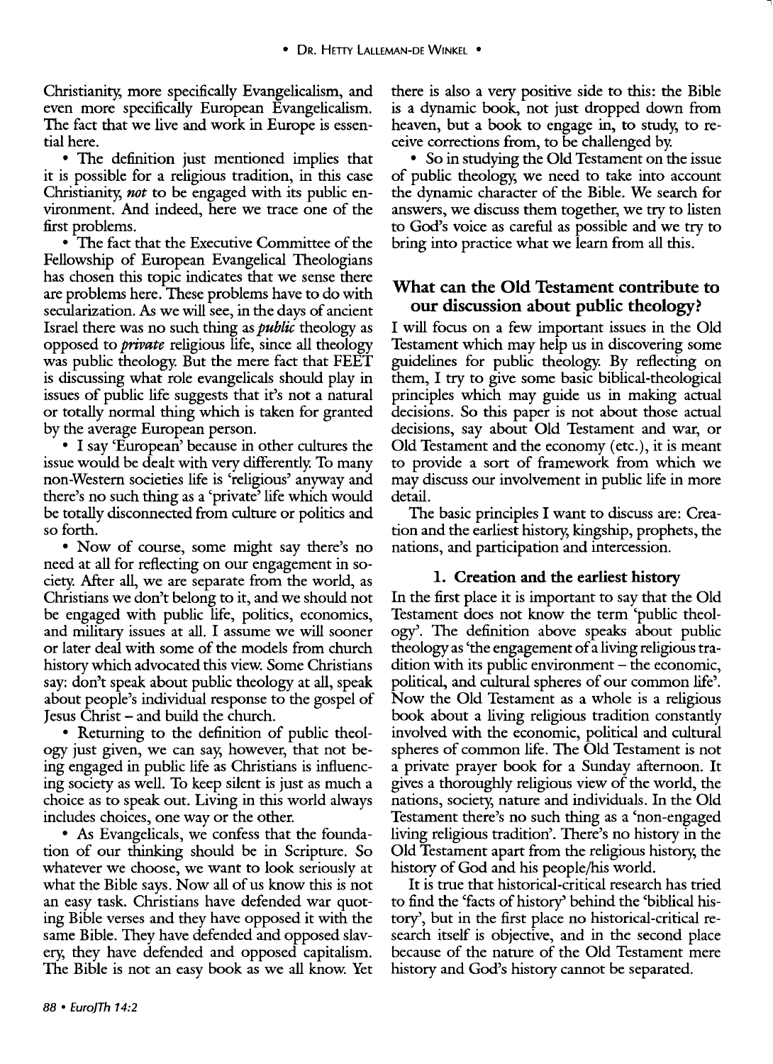Christianity, more specifically Evangelicalism, and even more specifically European Evangelicalism. The fact that we live and work in Europe is essential here.

• The definition just mentioned implies that it is possible for a religious tradition, in this case Christianity, *not* to be engaged with its public environment. And indeed, here we trace one of the first problems.

• The fact that the Executive Committee of the Fellowship of European Evangelical Theologians has chosen this topic indicates that we sense there are problems here. These problems have to do with secularization. As we will see, in the days of ancient Israel there was no such thing as *public* theology as opposed to *private* religious life, since all theology was public theology. But the mere fact that FEET is discussing what role evangelicals should play in issues of public life suggests that it's not a natural or totally normal thing which is taken for granted by the average European person.

• I say 'European' because in other cultures the issue would be dealt with very differently. To many non-Western societies life is 'religious' anyway and there's no such thing as a 'private' life which would be totally disconnected from culture or politics and so forth.

• Now of course, some might say there's no need at all for reflecting on our engagement in society. After all, we are separate from the world, as Christians we don't belong to it, and we should not be engaged with public life, politics, economics, and military issues at all. I assume we will sooner or later deal with some of the models from church history which advocated this view. Some Christians say: don't speak about public theology at all, speak about people's individual response to the gospel of Jesus Christ – and build the church.

• Returning to the definition of public theology just given, we can say, however, that not being engaged in public life as Christians is influencing society as well. To keep silent is just as much a choice as to speak out. Living in this world always includes choices, one way or the other.

• As Evangelicals, we confess that the foundation of our thinking should be in Scripture. So whatever we choose, we want to look seriously at what the Bible says. Now all of us know this is not an easy task. Christians have defended war quoting Bible verses and they have opposed it with the same Bible. They have defended and opposed slavery, they have defended and opposed capitalism. The Bible is not an easy book as we all know. Yet there is also a very positive side to this: the Bible is a dynamic book, not just dropped down from heaven, but a book to engage in, to study, to receive corrections from, to be challenged by.

• So in studying the Old Testament on the issue of public theology, we need to take into account the dynamic character of the Bible. We search for answers, we discuss them together, we try to listen to God's voice as careful as possible and we try to bring into practice what we learn from all this.

## What can the Old Testament contribute to our discussion about public theology?

I will focus on a few important issues in the Old Testament which may help us in discovering some guidelines for public theology. By reflecting on them, I try to give some basic biblical-theological principles which may guide us in making actual decisions. So this paper is not about those actual decisions, say about Old Testament and war, or Old Testament and the economy (etc.), it is meant to provide a sort of framework from which we may discuss our involvement in public life in more detail.

The basic principles I want to discuss are: Creation and the earliest history, kingship, prophets, the nations, and participation and intercession.

### 1. Creation and the earliest history

In the first place it is important to say that the Old Testament does not know the term 'public theology'. The definition above speaks about public theology as 'the engagement of a living religious tradition with its public environment – the economic, political, and cultural spheres of our common life'. Now the Old Testament as a whole is a religious book about a living religious tradition constantly involved with the economic, political and cultural spheres of common life. The Old Testament is not a private prayer book for a Sunday afternoon. It gives a thoroughly religious view of the world, the nations, society, nature and individuals. In the Old Testament there's no such thing as a 'non-engaged living religious tradition'. There's no history in the Old Testament apart from the religious history, the history of God and his people/his world.

It is true that historical-critical research has tried to find the 'facts of history' behind the 'biblical history', but in the first place no historical-critical research itself is objective, and in the second place because of the nature of the Old Testament mere history and God's history cannot be separated.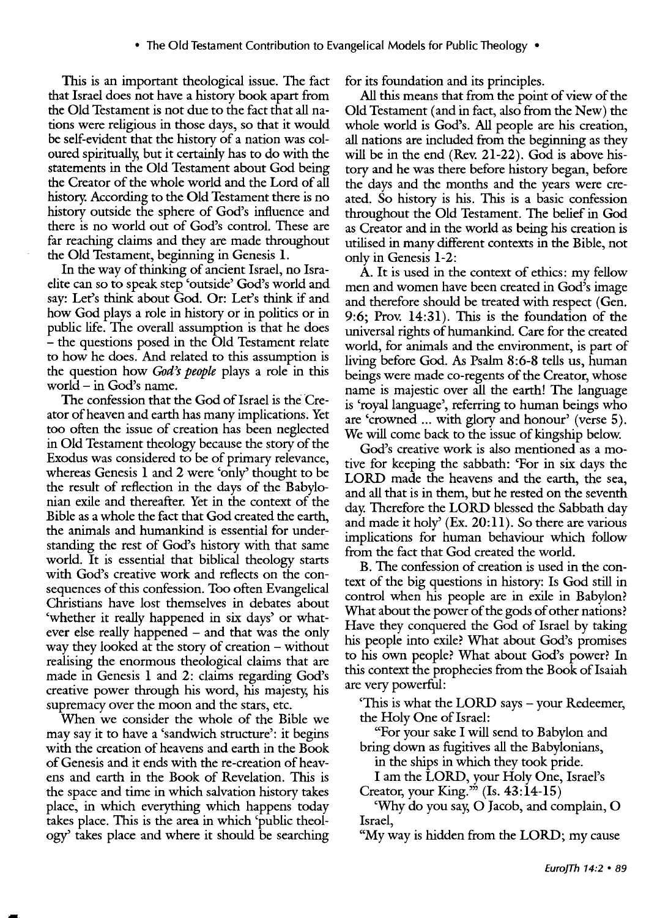This is an important theological issue. The fact that Israel does not have a history book apart from the Old Testament is not due to the fact that all nations were religious in those days, so that it would be self-evident that the history of a nation was coloured spiritually, but it certainly has to do with the statements in the Old Testament about God being the Creator of the whole world and the Lord of all history. According to the Old Testament there is no history outside the sphere of God's influence and there is no world out of God's control. These are far reaching claims and they are made throughout the Old Testament, beginning in Genesis 1.

In the way of thinking of ancient Israel, no Israelite can so to speak step 'outside' God's world and say: Let's think about God. Or: Let's think if and how God plays a role in history or in politics or in public life. The overall assumption is that he does – the questions posed in the Old Testament relate to how he does. And related to this assumption is the question how *God's people* plays a role in this world – in God's name.

The confession that the God of Israel is the Creator of heaven and earth has many implications. Yet too often the issue of creation has been neglected in Old Testament theology because the story of the Exodus was considered to be of primary relevance, whereas Genesis 1 and 2 were 'only' thought to be the result of reflection in the days of the Babylonian exile and thereafter. Yet in the context of the Bible as a whole the fact that God created the earth, the animals and humankind is essential for understanding the rest of God's history with that same world. It is essential that biblical theology starts with God's creative work and reflects on the consequences of this confession. Too often Evangelical Christians have lost themselves in debates about 'whether it really happened in six days' or whatever else really happened – and that was the only way they looked at the story of creation – without realising the enormous theological claims that are made in Genesis 1 and 2: claims regarding God's creative power through his word, his majesty, his supremacy over the moon and the stars, etc.

When we consider the whole of the Bible we may say it to have a 'sandwich structure': it begins with the creation of heavens and earth in the Book of Genesis and it ends with the re-creation of heavens and earth in the Book of Revelation. This is the space and time in which salvation history takes place, in which everything which happens today takes place. This is the area in which 'public theology' takes place and where it should be searching for its foundation and its principles.

All this means that from the point of view of the Old Testament (and in fact, also from the New) the whole world is God's. All people are his creation, all nations are included from the beginning as they will be in the end (Rev. 21-22). God is above history and he was there before history began, before the days and the months and the years were created. So history is his. This is a basic confession throughout the Old Testament. The belief in God as Creator and in the world as being his creation is utilised in many different contexts in the Bible, not only in Genesis 1-2:

A. It is used in the context of ethics: my fellow men and women have been created in God's image and therefore should be treated with respect (Gen. 9:6; Prov. 14:31). This is the foundation of the universal rights of humankind. Care for the created world, for animals and the environment, is part of living before God. As Psalm 8:6-8 tells us, human beings were made co-regents of the Creator, whose name is majestic over all the earth! The language is 'royal language', referring to human beings who are 'crowned ... with glory and honour' (verse 5). We will come back to the issue of kingship below.

God's creative work is also mentioned as a motive for keeping the sabbath: 'For in six days the LORD made the heavens and the earth, the sea, and all that is in them, but he rested on the seventh day. Therefore the LORD blessed the Sabbath day and made it holy' (Ex. 20:11). So there are various implications for human behaviour which follow from the fact that God created the world.

B. The confession of creation is used in the context of the big questions in history: Is God still in control when his people are in exile in Babylon? What about the power of the gods of other nations? Have they conquered the God of Israel by taking his people into exile? What about God's promises to his own people? What about God's power? In this context the prophecies from the Book of Isaiah are very powerful:

> 'This is what the LORD says – your Redeemer, the Holy One of Israel:
>
> "For your sake I will send to Babylon and bring down as fugitives all the Babylonians,
>
> in the ships in which they took pride.
>
> I am the LORD, your Holy One, Israel's Creator, your King."' (Is. 43:14-15)
>
> 'Why do you say, O Jacob, and complain, O Israel,
>
> "My way is hidden from the LORD; my cause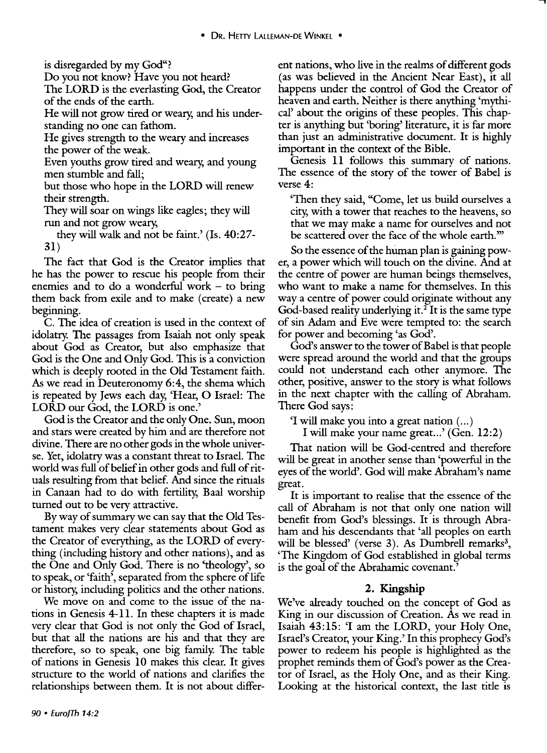is disregarded by my God"?

Do you not know? Have you not heard?

The LORD is the everlasting God, the Creator of the ends of the earth.

He will not grow tired or weary, and his understanding no one can fathom.

He gives strength to the weary and increases the power of the weak.

Even youths grow tired and weary, and young men stumble and fall;

but those who hope in the LORD will renew their strength.

They will soar on wings like eagles; they will run and not grow weary,

they will walk and not be faint.' (Is. 40:27-31)

The fact that God is the Creator implies that he has the power to rescue his people from their enemies and to do a wonderful work – to bring them back from exile and to make (create) a new beginning.

C. The idea of creation is used in the context of idolatry. The passages from Isaiah not only speak about God as Creator, but also emphasize that God is the One and Only God. This is a conviction which is deeply rooted in the Old Testament faith. As we read in Deuteronomy 6:4, the shema which is repeated by Jews each day, 'Hear, O Israel: The LORD our God, the LORD is one.'

God is the Creator and the only One. Sun, moon and stars were created by him and are therefore not divine. There are no other gods in the whole universe. Yet, idolatry was a constant threat to Israel. The world was full of belief in other gods and full of rituals resulting from that belief. And since the rituals in Canaan had to do with fertility, Baal worship turned out to be very attractive.

By way of summary we can say that the Old Testament makes very clear statements about God as the Creator of everything, as the LORD of everything (including history and other nations), and as the One and Only God. There is no 'theology', so to speak, or 'faith', separated from the sphere of life or history, including politics and the other nations.

We move on and come to the issue of the nations in Genesis 4-11. In these chapters it is made very clear that God is not only the God of Israel, but that all the nations are his and that they are therefore, so to speak, one big family. The table of nations in Genesis 10 makes this clear. It gives structure to the world of nations and clarifies the relationships between them. It is not about different nations, who live in the realms of different gods (as was believed in the Ancient Near East), it all happens under the control of God the Creator of heaven and earth. Neither is there anything 'mythical' about the origins of these peoples. This chapter is anything but 'boring' literature, it is far more than just an administrative document. It is highly important in the context of the Bible.

Genesis 11 follows this summary of nations. The essence of the story of the tower of Babel is verse 4:

'Then they said, "Come, let us build ourselves a city, with a tower that reaches to the heavens, so that we may make a name for ourselves and not be scattered over the face of the whole earth."'

So the essence of the human plan is gaining power, a power which will touch on the divine. And at the centre of power are human beings themselves, who want to make a name for themselves. In this way a centre of power could originate without any God-based reality underlying it.[2] It is the same type of sin Adam and Eve were tempted to: the search for power and becoming 'as God'.

God's answer to the tower of Babel is that people were spread around the world and that the groups could not understand each other anymore. The other, positive, answer to the story is what follows in the next chapter with the calling of Abraham. There God says:

'I will make you into a great nation (...)
I will make your name great...' (Gen. 12:2)

That nation will be God-centred and therefore will be great in another sense than 'powerful in the eyes of the world'. God will make Abraham's name great.

It is important to realise that the essence of the call of Abraham is not that only one nation will benefit from God's blessings. It is through Abraham and his descendants that 'all peoples on earth will be blessed' (verse 3). As Dumbrell remarks[3], 'The Kingdom of God established in global terms is the goal of the Abrahamic covenant.'

## 2. Kingship

We've already touched on the concept of God as King in our discussion of Creation. As we read in Isaiah 43:15: 'I am the LORD, your Holy One, Israel's Creator, your King.' In this prophecy God's power to redeem his people is highlighted as the prophet reminds them of God's power as the Creator of Israel, as the Holy One, and as their King. Looking at the historical context, the last title is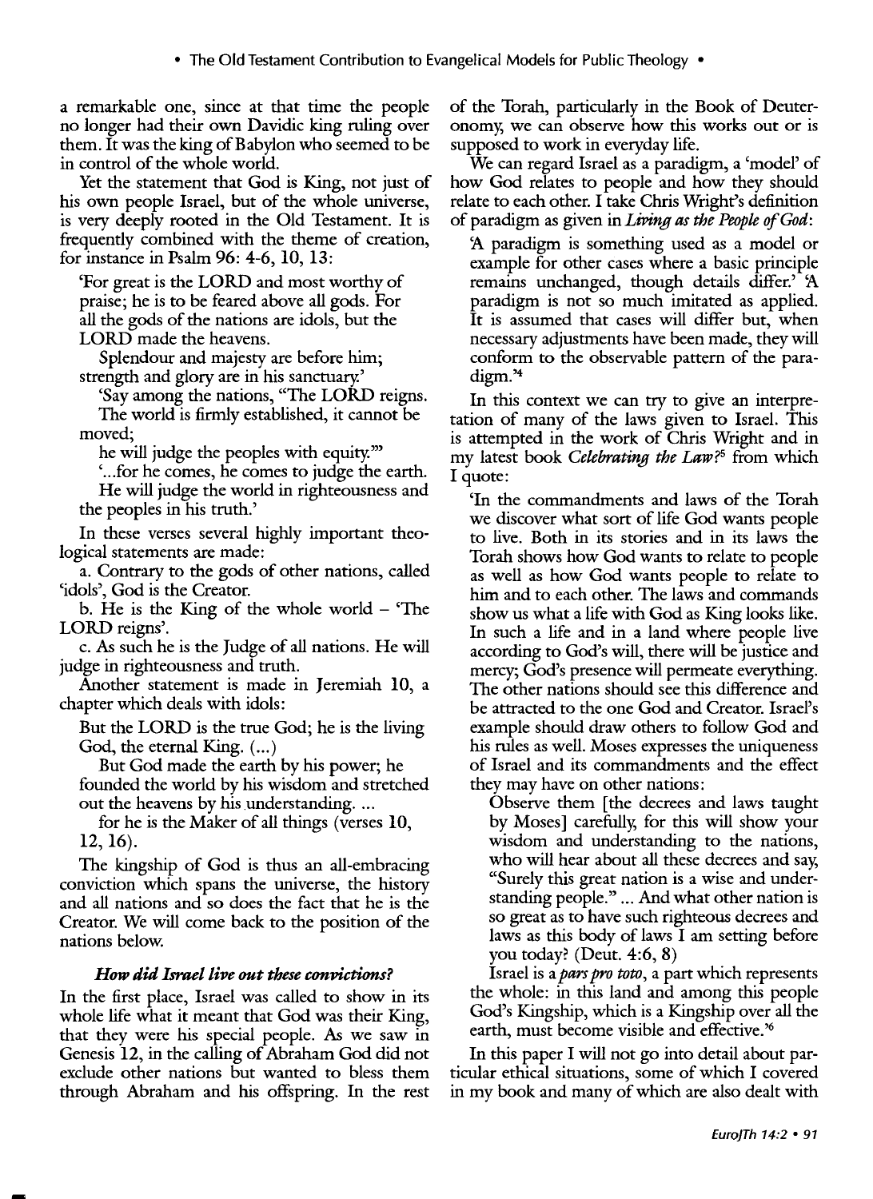a remarkable one, since at that time the people no longer had their own Davidic king ruling over them. It was the king of Babylon who seemed to be in control of the whole world.

Yet the statement that God is King, not just of his own people Israel, but of the whole universe, is very deeply rooted in the Old Testament. It is frequently combined with the theme of creation, for instance in Psalm 96: 4-6, 10, 13:

> 'For great is the LORD and most worthy of praise; he is to be feared above all gods. For all the gods of the nations are idols, but the LORD made the heavens.
>
> Splendour and majesty are before him; strength and glory are in his sanctuary.'
>
> 'Say among the nations, "The LORD reigns. The world is firmly established, it cannot be moved;
>
> he will judge the peoples with equity."'
>
> '...for he comes, he comes to judge the earth. He will judge the world in righteousness and the peoples in his truth.'

In these verses several highly important theological statements are made:

a. Contrary to the gods of other nations, called 'idols', God is the Creator.

b. He is the King of the whole world – 'The LORD reigns'.

c. As such he is the Judge of all nations. He will judge in righteousness and truth.

Another statement is made in Jeremiah 10, a chapter which deals with idols:

> But the LORD is the true God; he is the living God, the eternal King. (...)
>
> But God made the earth by his power; he founded the world by his wisdom and stretched out the heavens by his understanding. ...
>
> for he is the Maker of all things (verses 10, 12, 16).

The kingship of God is thus an all-embracing conviction which spans the universe, the history and all nations and so does the fact that he is the Creator. We will come back to the position of the nations below.

### *How did Israel live out these convictions?*

In the first place, Israel was called to show in its whole life what it meant that God was their King, that they were his special people. As we saw in Genesis 12, in the calling of Abraham God did not exclude other nations but wanted to bless them through Abraham and his offspring. In the rest of the Torah, particularly in the Book of Deuteronomy, we can observe how this works out or is supposed to work in everyday life.

We can regard Israel as a paradigm, a 'model' of how God relates to people and how they should relate to each other. I take Chris Wright's definition of paradigm as given in *Living as the People of God*:

> 'A paradigm is something used as a model or example for other cases where a basic principle remains unchanged, though details differ.' 'A paradigm is not so much imitated as applied. It is assumed that cases will differ but, when necessary adjustments have been made, they will conform to the observable pattern of the paradigm.'[4]

In this context we can try to give an interpretation of many of the laws given to Israel. This is attempted in the work of Chris Wright and in my latest book *Celebrating the Law?*[5] from which I quote:

> 'In the commandments and laws of the Torah we discover what sort of life God wants people to live. Both in its stories and in its laws the Torah shows how God wants to relate to people as well as how God wants people to relate to him and to each other. The laws and commands show us what a life with God as King looks like. In such a life and in a land where people live according to God's will, there will be justice and mercy; God's presence will permeate everything. The other nations should see this difference and be attracted to the one God and Creator. Israel's example should draw others to follow God and his rules as well. Moses expresses the uniqueness of Israel and its commandments and the effect they may have on other nations:
>
> > Observe them [the decrees and laws taught by Moses] carefully, for this will show your wisdom and understanding to the nations, who will hear about all these decrees and say, "Surely this great nation is a wise and understanding people." ... And what other nation is so great as to have such righteous decrees and laws as this body of laws I am setting before you today? (Deut. 4:6, 8)
>
> Israel is a *pars pro toto*, a part which represents the whole: in this land and among this people God's Kingship, which is a Kingship over all the earth, must become visible and effective.'[6]

In this paper I will not go into detail about particular ethical situations, some of which I covered in my book and many of which are also dealt with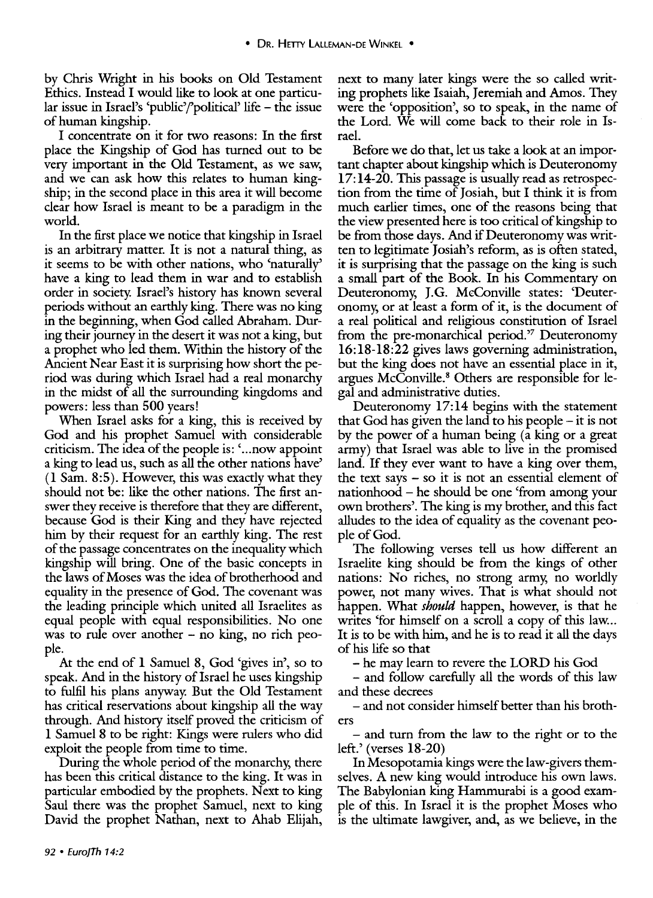by Chris Wright in his books on Old Testament Ethics. Instead I would like to look at one particular issue in Israel's 'public'/'political' life – the issue of human kingship.

I concentrate on it for two reasons: In the first place the Kingship of God has turned out to be very important in the Old Testament, as we saw, and we can ask how this relates to human kingship; in the second place in this area it will become clear how Israel is meant to be a paradigm in the world.

In the first place we notice that kingship in Israel is an arbitrary matter. It is not a natural thing, as it seems to be with other nations, who 'naturally' have a king to lead them in war and to establish order in society. Israel's history has known several periods without an earthly king. There was no king in the beginning, when God called Abraham. During their journey in the desert it was not a king, but a prophet who led them. Within the history of the Ancient Near East it is surprising how short the period was during which Israel had a real monarchy in the midst of all the surrounding kingdoms and powers: less than 500 years!

When Israel asks for a king, this is received by God and his prophet Samuel with considerable criticism. The idea of the people is: '...now appoint a king to lead us, such as all the other nations have' (1 Sam. 8:5). However, this was exactly what they should not be: like the other nations. The first answer they receive is therefore that they are different, because God is their King and they have rejected him by their request for an earthly king. The rest of the passage concentrates on the inequality which kingship will bring. One of the basic concepts in the laws of Moses was the idea of brotherhood and equality in the presence of God. The covenant was the leading principle which united all Israelites as equal people with equal responsibilities. No one was to rule over another – no king, no rich people.

At the end of 1 Samuel 8, God 'gives in', so to speak. And in the history of Israel he uses kingship to fulfil his plans anyway. But the Old Testament has critical reservations about kingship all the way through. And history itself proved the criticism of 1 Samuel 8 to be right: Kings were rulers who did exploit the people from time to time.

During the whole period of the monarchy, there has been this critical distance to the king. It was in particular embodied by the prophets. Next to king Saul there was the prophet Samuel, next to king David the prophet Nathan, next to Ahab Elijah, next to many later kings were the so called writing prophets like Isaiah, Jeremiah and Amos. They were the 'opposition', so to speak, in the name of the Lord. We will come back to their role in Israel.

Before we do that, let us take a look at an important chapter about kingship which is Deuteronomy 17:14-20. This passage is usually read as retrospection from the time of Josiah, but I think it is from much earlier times, one of the reasons being that the view presented here is too critical of kingship to be from those days. And if Deuteronomy was written to legitimate Josiah's reform, as is often stated, it is surprising that the passage on the king is such a small part of the Book. In his Commentary on Deuteronomy, J.G. McConville states: 'Deuteronomy, or at least a form of it, is the document of a real political and religious constitution of Israel from the pre-monarchical period.'[7] Deuteronomy 16:18-18:22 gives laws governing administration, but the king does not have an essential place in it, argues McConville.[8] Others are responsible for legal and administrative duties.

Deuteronomy 17:14 begins with the statement that God has given the land to his people – it is not by the power of a human being (a king or a great army) that Israel was able to live in the promised land. If they ever want to have a king over them, the text says – so it is not an essential element of nationhood – he should be one 'from among your own brothers'. The king is my brother, and this fact alludes to the idea of equality as the covenant people of God.

The following verses tell us how different an Israelite king should be from the kings of other nations: No riches, no strong army, no worldly power, not many wives. That is what should not happen. What *should* happen, however, is that he writes 'for himself on a scroll a copy of this law... It is to be with him, and he is to read it all the days of his life so that

– he may learn to revere the LORD his God

– and follow carefully all the words of this law and these decrees

– and not consider himself better than his brothers

– and turn from the law to the right or to the left.' (verses 18-20)

In Mesopotamia kings were the law-givers themselves. A new king would introduce his own laws. The Babylonian king Hammurabi is a good example of this. In Israel it is the prophet Moses who is the ultimate lawgiver, and, as we believe, in the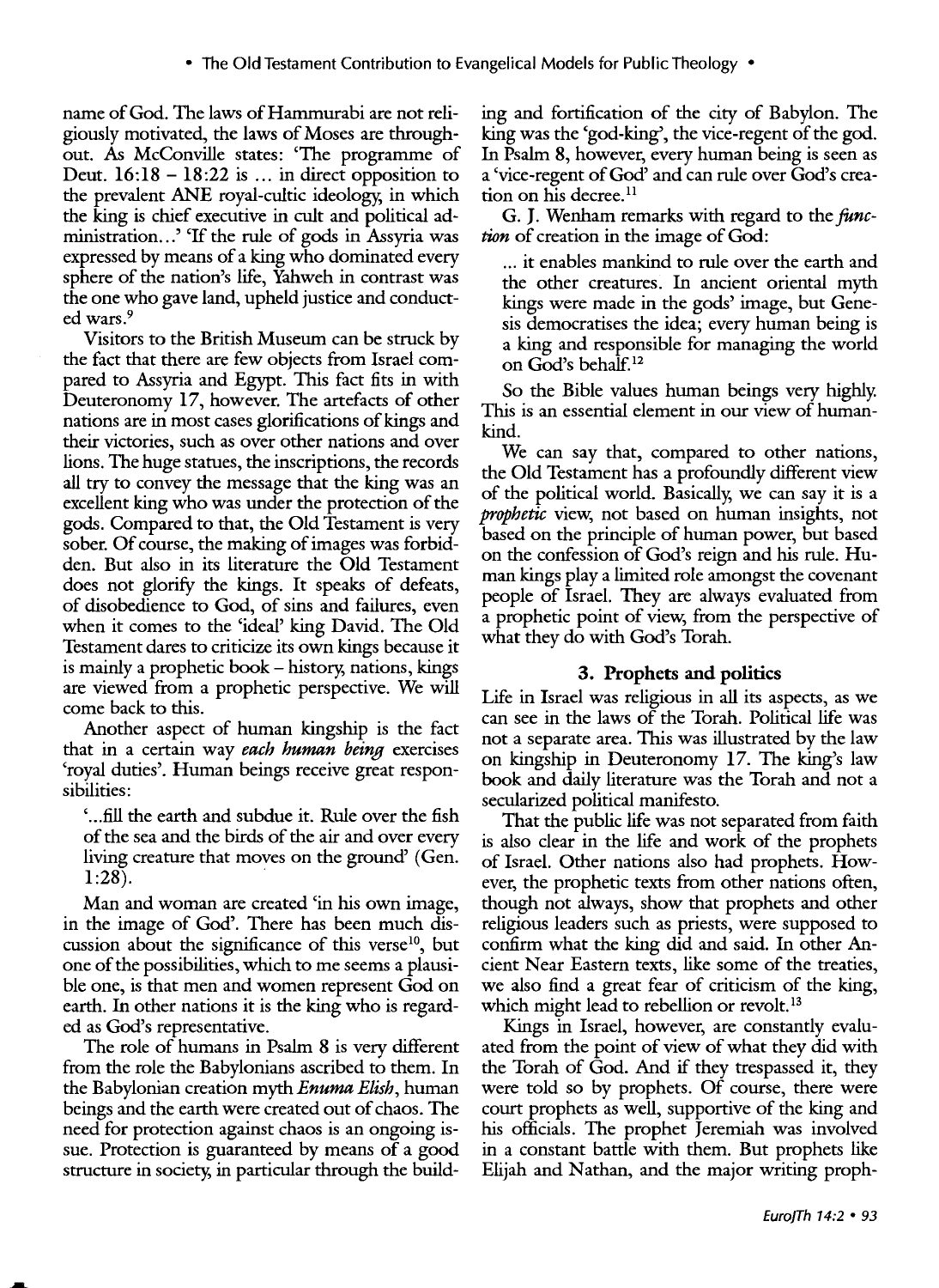name of God. The laws of Hammurabi are not religiously motivated, the laws of Moses are throughout. As McConville states: 'The programme of Deut. 16:18 – 18:22 is ... in direct opposition to the prevalent ANE royal-cultic ideology, in which the king is chief executive in cult and political administration...' 'If the rule of gods in Assyria was expressed by means of a king who dominated every sphere of the nation's life, Yahweh in contrast was the one who gave land, upheld justice and conducted wars.[9]

Visitors to the British Museum can be struck by the fact that there are few objects from Israel compared to Assyria and Egypt. This fact fits in with Deuteronomy 17, however. The artefacts of other nations are in most cases glorifications of kings and their victories, such as over other nations and over lions. The huge statues, the inscriptions, the records all try to convey the message that the king was an excellent king who was under the protection of the gods. Compared to that, the Old Testament is very sober. Of course, the making of images was forbidden. But also in its literature the Old Testament does not glorify the kings. It speaks of defeats, of disobedience to God, of sins and failures, even when it comes to the 'ideal' king David. The Old Testament dares to criticize its own kings because it is mainly a prophetic book – history, nations, kings are viewed from a prophetic perspective. We will come back to this.

Another aspect of human kingship is the fact that in a certain way ***each human being*** exercises 'royal duties'. Human beings receive great responsibilities:

> '...fill the earth and subdue it. Rule over the fish of the sea and the birds of the air and over every living creature that moves on the ground' (Gen. 1:28).

Man and woman are created 'in his own image, in the image of God'. There has been much discussion about the significance of this verse[10], but one of the possibilities, which to me seems a plausible one, is that men and women represent God on earth. In other nations it is the king who is regarded as God's representative.

The role of humans in Psalm 8 is very different from the role the Babylonians ascribed to them. In the Babylonian creation myth ***Enuma Elish***, human beings and the earth were created out of chaos. The need for protection against chaos is an ongoing issue. Protection is guaranteed by means of a good structure in society, in particular through the building and fortification of the city of Babylon. The king was the 'god-king', the vice-regent of the god. In Psalm 8, however, every human being is seen as a 'vice-regent of God' and can rule over God's creation on his decree.[11]

G. J. Wenham remarks with regard to the ***function*** of creation in the image of God:

> ... it enables mankind to rule over the earth and the other creatures. In ancient oriental myth kings were made in the gods' image, but Genesis democratises the idea; every human being is a king and responsible for managing the world on God's behalf.[12]

So the Bible values human beings very highly. This is an essential element in our view of humankind.

We can say that, compared to other nations, the Old Testament has a profoundly different view of the political world. Basically, we can say it is a ***prophetic*** view, not based on human insights, not based on the principle of human power, but based on the confession of God's reign and his rule. Human kings play a limited role amongst the covenant people of Israel. They are always evaluated from a prophetic point of view, from the perspective of what they do with God's Torah.

## 3. Prophets and politics

Life in Israel was religious in all its aspects, as we can see in the laws of the Torah. Political life was not a separate area. This was illustrated by the law on kingship in Deuteronomy 17. The king's law book and daily literature was the Torah and not a secularized political manifesto.

That the public life was not separated from faith is also clear in the life and work of the prophets of Israel. Other nations also had prophets. However, the prophetic texts from other nations often, though not always, show that prophets and other religious leaders such as priests, were supposed to confirm what the king did and said. In other Ancient Near Eastern texts, like some of the treaties, we also find a great fear of criticism of the king, which might lead to rebellion or revolt.[13]

Kings in Israel, however, are constantly evaluated from the point of view of what they did with the Torah of God. And if they trespassed it, they were told so by prophets. Of course, there were court prophets as well, supportive of the king and his officials. The prophet Jeremiah was involved in a constant battle with them. But prophets like Elijah and Nathan, and the major writing proph-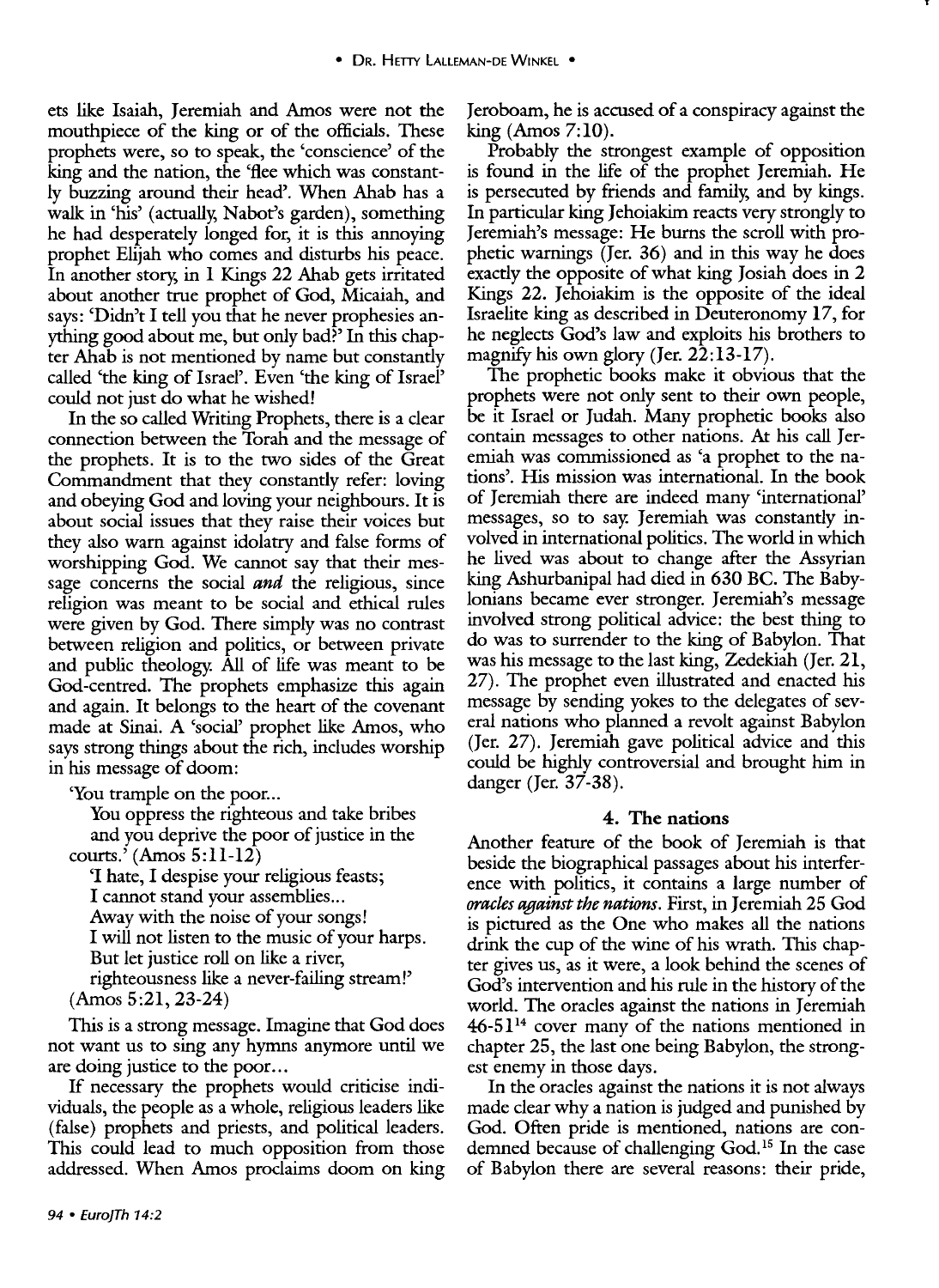ets like Isaiah, Jeremiah and Amos were not the mouthpiece of the king or of the officials. These prophets were, so to speak, the 'conscience' of the king and the nation, the 'flee which was constantly buzzing around their head'. When Ahab has a walk in 'his' (actually, Nabot's garden), something he had desperately longed for, it is this annoying prophet Elijah who comes and disturbs his peace. In another story, in 1 Kings 22 Ahab gets irritated about another true prophet of God, Micaiah, and says: 'Didn't I tell you that he never prophesies anything good about me, but only bad?' In this chapter Ahab is not mentioned by name but constantly called 'the king of Israel'. Even 'the king of Israel' could not just do what he wished!

In the so called Writing Prophets, there is a clear connection between the Torah and the message of the prophets. It is to the two sides of the Great Commandment that they constantly refer: loving and obeying God and loving your neighbours. It is about social issues that they raise their voices but they also warn against idolatry and false forms of worshipping God. We cannot say that their message concerns the social *and* the religious, since religion was meant to be social and ethical rules were given by God. There simply was no contrast between religion and politics, or between private and public theology. All of life was meant to be God-centred. The prophets emphasize this again and again. It belongs to the heart of the covenant made at Sinai. A 'social' prophet like Amos, who says strong things about the rich, includes worship in his message of doom:

> 'You trample on the poor...
> You oppress the righteous and take bribes and you deprive the poor of justice in the courts.' (Amos 5:11-12)
> 'I hate, I despise your religious feasts;
> I cannot stand your assemblies...
> Away with the noise of your songs!
> I will not listen to the music of your harps.
> But let justice roll on like a river,
> righteousness like a never-failing stream!'
> (Amos 5:21, 23-24)

This is a strong message. Imagine that God does not want us to sing any hymns anymore until we are doing justice to the poor...

If necessary the prophets would criticise individuals, the people as a whole, religious leaders like (false) prophets and priests, and political leaders. This could lead to much opposition from those addressed. When Amos proclaims doom on king Jeroboam, he is accused of a conspiracy against the king (Amos 7:10).

Probably the strongest example of opposition is found in the life of the prophet Jeremiah. He is persecuted by friends and family, and by kings. In particular king Jehoiakim reacts very strongly to Jeremiah's message: He burns the scroll with prophetic warnings (Jer. 36) and in this way he does exactly the opposite of what king Josiah does in 2 Kings 22. Jehoiakim is the opposite of the ideal Israelite king as described in Deuteronomy 17, for he neglects God's law and exploits his brothers to magnify his own glory (Jer. 22:13-17).

The prophetic books make it obvious that the prophets were not only sent to their own people, be it Israel or Judah. Many prophetic books also contain messages to other nations. At his call Jeremiah was commissioned as 'a prophet to the nations'. His mission was international. In the book of Jeremiah there are indeed many 'international' messages, so to say. Jeremiah was constantly involved in international politics. The world in which he lived was about to change after the Assyrian king Ashurbanipal had died in 630 BC. The Babylonians became ever stronger. Jeremiah's message involved strong political advice: the best thing to do was to surrender to the king of Babylon. That was his message to the last king, Zedekiah (Jer. 21, 27). The prophet even illustrated and enacted his message by sending yokes to the delegates of several nations who planned a revolt against Babylon (Jer. 27). Jeremiah gave political advice and this could be highly controversial and brought him in danger (Jer. 37-38).

### 4. The nations

Another feature of the book of Jeremiah is that beside the biographical passages about his interference with politics, it contains a large number of *oracles against the nations*. First, in Jeremiah 25 God is pictured as the One who makes all the nations drink the cup of the wine of his wrath. This chapter gives us, as it were, a look behind the scenes of God's intervention and his rule in the history of the world. The oracles against the nations in Jeremiah 46-51[14] cover many of the nations mentioned in chapter 25, the last one being Babylon, the strongest enemy in those days.

In the oracles against the nations it is not always made clear why a nation is judged and punished by God. Often pride is mentioned, nations are condemned because of challenging God.[15] In the case of Babylon there are several reasons: their pride,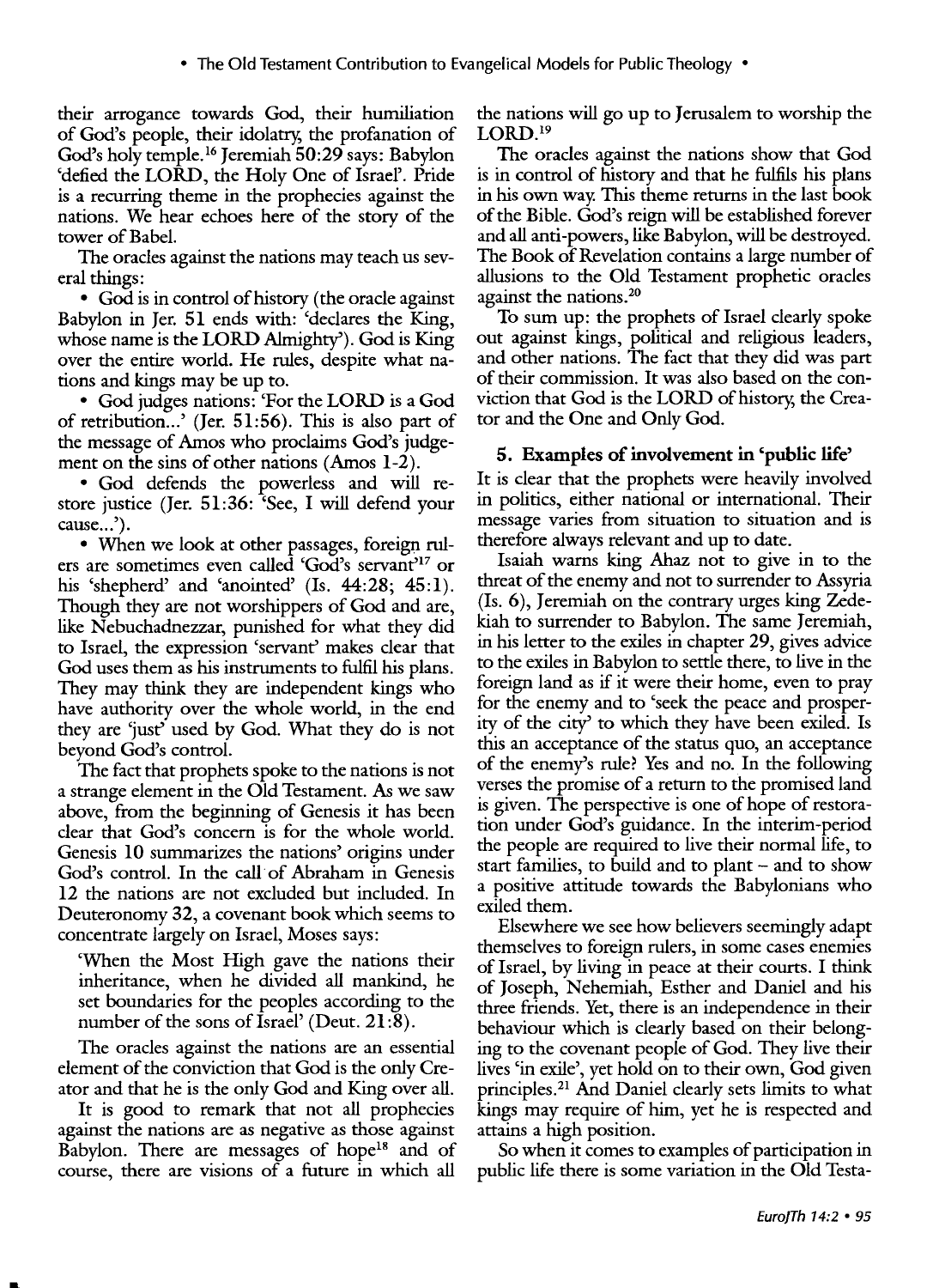their arrogance towards God, their humiliation of God's people, their idolatry, the profanation of God's holy temple.[16] Jeremiah 50:29 says: Babylon 'defied the LORD, the Holy One of Israel'. Pride is a recurring theme in the prophecies against the nations. We hear echoes here of the story of the tower of Babel.

The oracles against the nations may teach us several things:

- God is in control of history (the oracle against Babylon in Jer. 51 ends with: 'declares the King, whose name is the LORD Almighty'). God is King over the entire world. He rules, despite what nations and kings may be up to.
- God judges nations: 'For the LORD is a God of retribution...' (Jer. 51:56). This is also part of the message of Amos who proclaims God's judgement on the sins of other nations (Amos 1-2).
- God defends the powerless and will restore justice (Jer. 51:36: 'See, I will defend your cause...').
- When we look at other passages, foreign rulers are sometimes even called 'God's servant'[17] or his 'shepherd' and 'anointed' (Is. 44:28; 45:1). Though they are not worshippers of God and are, like Nebuchadnezzar, punished for what they did to Israel, the expression 'servant' makes clear that God uses them as his instruments to fulfil his plans. They may think they are independent kings who have authority over the whole world, in the end they are 'just' used by God. What they do is not beyond God's control.

The fact that prophets spoke to the nations is not a strange element in the Old Testament. As we saw above, from the beginning of Genesis it has been clear that God's concern is for the whole world. Genesis 10 summarizes the nations' origins under God's control. In the call of Abraham in Genesis 12 the nations are not excluded but included. In Deuteronomy 32, a covenant book which seems to concentrate largely on Israel, Moses says:

> 'When the Most High gave the nations their inheritance, when he divided all mankind, he set boundaries for the peoples according to the number of the sons of Israel' (Deut. 21:8).

The oracles against the nations are an essential element of the conviction that God is the only Creator and that he is the only God and King over all.

It is good to remark that not all prophecies against the nations are as negative as those against Babylon. There are messages of hope[18] and of course, there are visions of a future in which all the nations will go up to Jerusalem to worship the LORD.[19]

The oracles against the nations show that God is in control of history and that he fulfils his plans in his own way. This theme returns in the last book of the Bible. God's reign will be established forever and all anti-powers, like Babylon, will be destroyed. The Book of Revelation contains a large number of allusions to the Old Testament prophetic oracles against the nations.[20]

To sum up: the prophets of Israel clearly spoke out against kings, political and religious leaders, and other nations. The fact that they did was part of their commission. It was also based on the conviction that God is the LORD of history, the Creator and the One and Only God.

### 5. Examples of involvement in 'public life'

It is clear that the prophets were heavily involved in politics, either national or international. Their message varies from situation to situation and is therefore always relevant and up to date.

Isaiah warns king Ahaz not to give in to the threat of the enemy and not to surrender to Assyria (Is. 6), Jeremiah on the contrary urges king Zedekiah to surrender to Babylon. The same Jeremiah, in his letter to the exiles in chapter 29, gives advice to the exiles in Babylon to settle there, to live in the foreign land as if it were their home, even to pray for the enemy and to 'seek the peace and prosperity of the city' to which they have been exiled. Is this an acceptance of the status quo, an acceptance of the enemy's rule? Yes and no. In the following verses the promise of a return to the promised land is given. The perspective is one of hope of restoration under God's guidance. In the interim-period the people are required to live their normal life, to start families, to build and to plant – and to show a positive attitude towards the Babylonians who exiled them.

Elsewhere we see how believers seemingly adapt themselves to foreign rulers, in some cases enemies of Israel, by living in peace at their courts. I think of Joseph, Nehemiah, Esther and Daniel and his three friends. Yet, there is an independence in their behaviour which is clearly based on their belonging to the covenant people of God. They live their lives 'in exile', yet hold on to their own, God given principles.[21] And Daniel clearly sets limits to what kings may require of him, yet he is respected and attains a high position.

So when it comes to examples of participation in public life there is some variation in the Old Testa-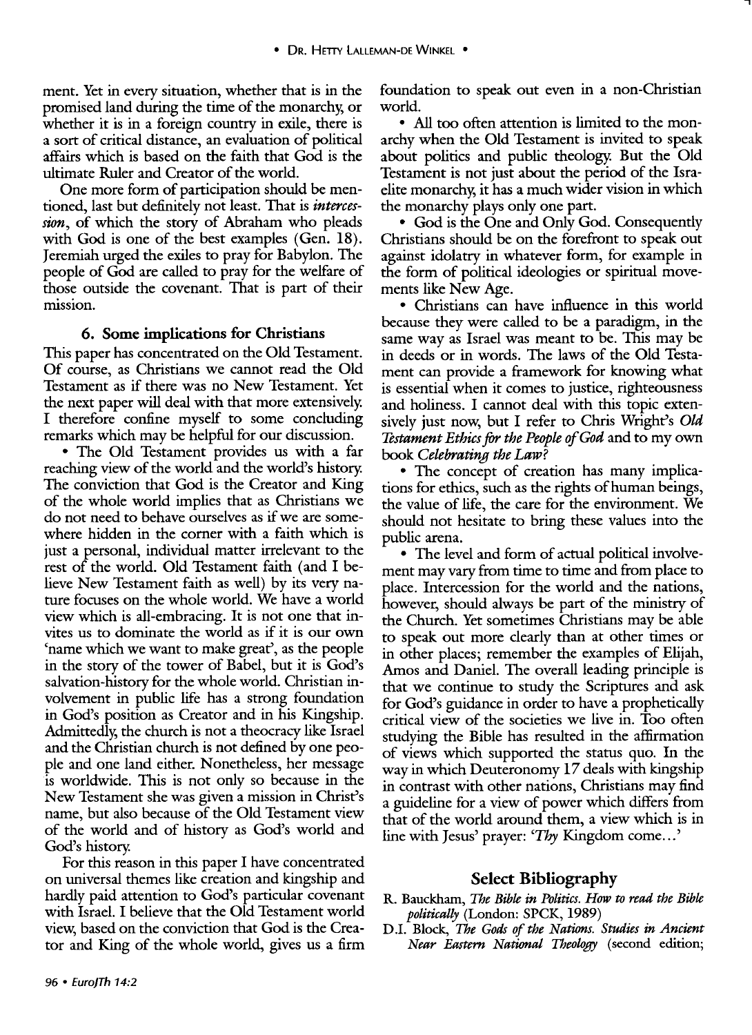ment. Yet in every situation, whether that is in the promised land during the time of the monarchy, or whether it is in a foreign country in exile, there is a sort of critical distance, an evaluation of political affairs which is based on the faith that God is the ultimate Ruler and Creator of the world.

One more form of participation should be mentioned, last but definitely not least. That is *intercession*, of which the story of Abraham who pleads with God is one of the best examples (Gen. 18). Jeremiah urged the exiles to pray for Babylon. The people of God are called to pray for the welfare of those outside the covenant. That is part of their mission.

### 6. Some implications for Christians

This paper has concentrated on the Old Testament. Of course, as Christians we cannot read the Old Testament as if there was no New Testament. Yet the next paper will deal with that more extensively. I therefore confine myself to some concluding remarks which may be helpful for our discussion.

- The Old Testament provides us with a far reaching view of the world and the world's history. The conviction that God is the Creator and King of the whole world implies that as Christians we do not need to behave ourselves as if we are somewhere hidden in the corner with a faith which is just a personal, individual matter irrelevant to the rest of the world. Old Testament faith (and I believe New Testament faith as well) by its very nature focuses on the whole world. We have a world view which is all-embracing. It is not one that invites us to dominate the world as if it is our own 'name which we want to make great', as the people in the story of the tower of Babel, but it is God's salvation-history for the whole world. Christian involvement in public life has a strong foundation in God's position as Creator and in his Kingship. Admittedly, the church is not a theocracy like Israel and the Christian church is not defined by one people and one land either. Nonetheless, her message is worldwide. This is not only so because in the New Testament she was given a mission in Christ's name, but also because of the Old Testament view of the world and of history as God's world and God's history.

For this reason in this paper I have concentrated on universal themes like creation and kingship and hardly paid attention to God's particular covenant with Israel. I believe that the Old Testament world view, based on the conviction that God is the Creator and King of the whole world, gives us a firm foundation to speak out even in a non-Christian world.

- All too often attention is limited to the monarchy when the Old Testament is invited to speak about politics and public theology. But the Old Testament is not just about the period of the Israelite monarchy, it has a much wider vision in which the monarchy plays only one part.
- God is the One and Only God. Consequently Christians should be on the forefront to speak out against idolatry in whatever form, for example in the form of political ideologies or spiritual movements like New Age.
- Christians can have influence in this world because they were called to be a paradigm, in the same way as Israel was meant to be. This may be in deeds or in words. The laws of the Old Testament can provide a framework for knowing what is essential when it comes to justice, righteousness and holiness. I cannot deal with this topic extensively just now, but I refer to Chris Wright's *Old Testament Ethics for the People of God* and to my own book *Celebrating the Law?*
- The concept of creation has many implications for ethics, such as the rights of human beings, the value of life, the care for the environment. We should not hesitate to bring these values into the public arena.
- The level and form of actual political involvement may vary from time to time and from place to place. Intercession for the world and the nations, however, should always be part of the ministry of the Church. Yet sometimes Christians may be able to speak out more clearly than at other times or in other places; remember the examples of Elijah, Amos and Daniel. The overall leading principle is that we continue to study the Scriptures and ask for God's guidance in order to have a prophetically critical view of the societies we live in. Too often studying the Bible has resulted in the affirmation of views which supported the status quo. In the way in which Deuteronomy 17 deals with kingship in contrast with other nations, Christians may find a guideline for a view of power which differs from that of the world around them, a view which is in line with Jesus' prayer: '*Thy* Kingdom come...'

## Select Bibliography

R. Bauckham, *The Bible in Politics. How to read the Bible politically* (London: SPCK, 1989)

D.I. Block, *The Gods of the Nations. Studies in Ancient Near Eastern National Theology* (second edition;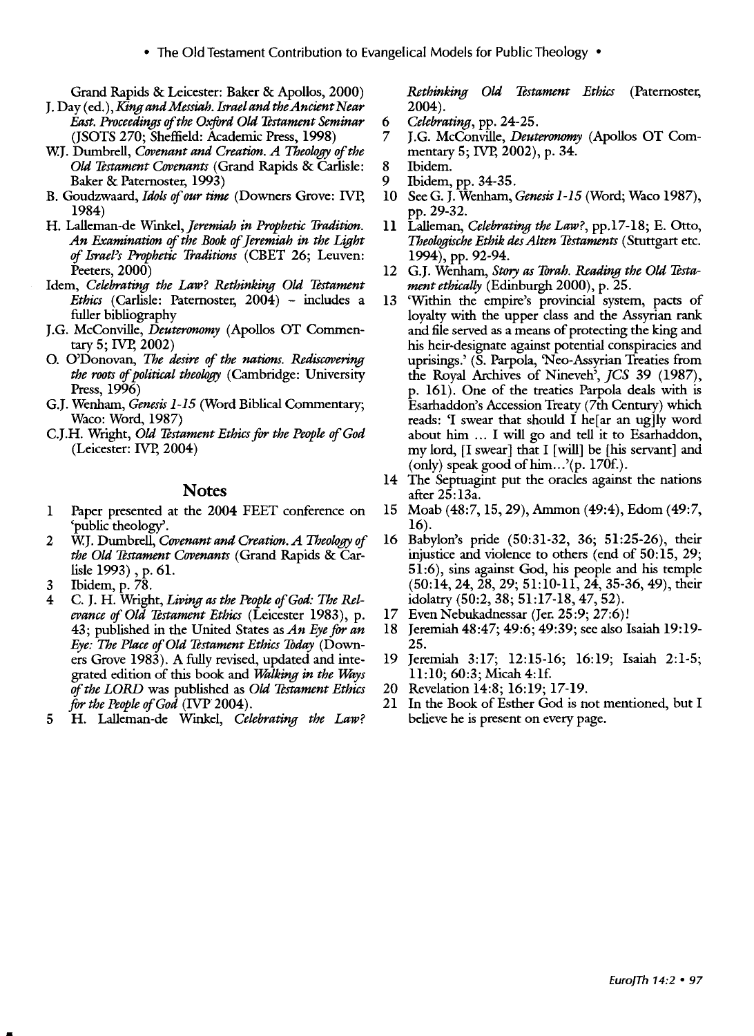Grand Rapids & Leicester: Baker & Apollos, 2000)

J. Day (ed.), *King and Messiah. Israel and the Ancient Near East. Proceedings of the Oxford Old Testament Seminar* (JSOTS 270; Sheffield: Academic Press, 1998)

W.J. Dumbrell, *Covenant and Creation. A Theology of the Old Testament Covenants* (Grand Rapids & Carlisle: Baker & Paternoster, 1993)

B. Goudzwaard, *Idols of our time* (Downers Grove: IVP, 1984)

H. Lalleman-de Winkel, *Jeremiah in Prophetic Tradition. An Examination of the Book of Jeremiah in the Light of Israel's Prophetic Traditions* (CBET 26; Leuven: Peeters, 2000)

Idem, *Celebrating the Law? Rethinking Old Testament Ethics* (Carlisle: Paternoster, 2004) – includes a fuller bibliography

J.G. McConville, *Deuteronomy* (Apollos OT Commentary 5; IVP, 2002)

O. O'Donovan, *The desire of the nations. Rediscovering the roots of political theology* (Cambridge: University Press, 1996)

G.J. Wenham, *Genesis 1-15* (Word Biblical Commentary; Waco: Word, 1987)

C.J.H. Wright, *Old Testament Ethics for the People of God* (Leicester: IVP, 2004)

## Notes

1. Paper presented at the 2004 FEET conference on 'public theology'.
2. W.J. Dumbrell, *Covenant and Creation. A Theology of the Old Testament Covenants* (Grand Rapids & Carlisle 1993) , p. 61.
3. Ibidem, p. 78.
4. C. J. H. Wright, *Living as the People of God: The Relevance of Old Testament Ethics* (Leicester 1983), p. 43; published in the United States as *An Eye for an Eye: The Place of Old Testament Ethics Today* (Downers Grove 1983). A fully revised, updated and integrated edition of this book and *Walking in the Ways of the LORD* was published as *Old Testament Ethics for the People of God* (IVP 2004).
5. H. Lalleman-de Winkel, *Celebrating the Law? Rethinking Old Testament Ethics* (Paternoster, 2004).
6. *Celebrating*, pp. 24-25.
7. J.G. McConville, *Deuteronomy* (Apollos OT Commentary 5; IVP, 2002), p. 34.
8. Ibidem.
9. Ibidem, pp. 34-35.
10. See G. J. Wenham, *Genesis 1-15* (Word; Waco 1987), pp. 29-32.
11. Lalleman, *Celebrating the Law?*, pp.17-18; E. Otto, *Theologische Ethik des Alten Testaments* (Stuttgart etc. 1994), pp. 92-94.
12. G.J. Wenham, *Story as Torah. Reading the Old Testament ethically* (Edinburgh 2000), p. 25.
13. 'Within the empire's provincial system, pacts of loyalty with the upper class and the Assyrian rank and file served as a means of protecting the king and his heir-designate against potential conspiracies and uprisings.' (S. Parpola, 'Neo-Assyrian Treaties from the Royal Archives of Nineveh', *JCS* 39 (1987), p. 161). One of the treaties Parpola deals with is Esarhaddon's Accession Treaty (7th Century) which reads: 'I swear that should I he[ar an ug]ly word about him ... I will go and tell it to Esarhaddon, my lord, [I swear] that I [will] be [his servant] and (only) speak good of him...'(p. 170f.).
14. The Septuagint put the oracles against the nations after 25:13a.
15. Moab (48:7, 15, 29), Ammon (49:4), Edom (49:7, 16).
16. Babylon's pride (50:31-32, 36; 51:25-26), their injustice and violence to others (end of 50:15, 29; 51:6), sins against God, his people and his temple (50:14, 24, 28, 29; 51:10-11, 24, 35-36, 49), their idolatry (50:2, 38; 51:17-18, 47, 52).
17. Even Nebukadnessar (Jer. 25:9; 27:6)!
18. Jeremiah 48:47; 49:6; 49:39; see also Isaiah 19:19-25.
19. Jeremiah 3:17; 12:15-16; 16:19; Isaiah 2:1-5; 11:10; 60:3; Micah 4:1f.
20. Revelation 14:8; 16:19; 17-19.
21. In the Book of Esther God is not mentioned, but I believe he is present on every page.